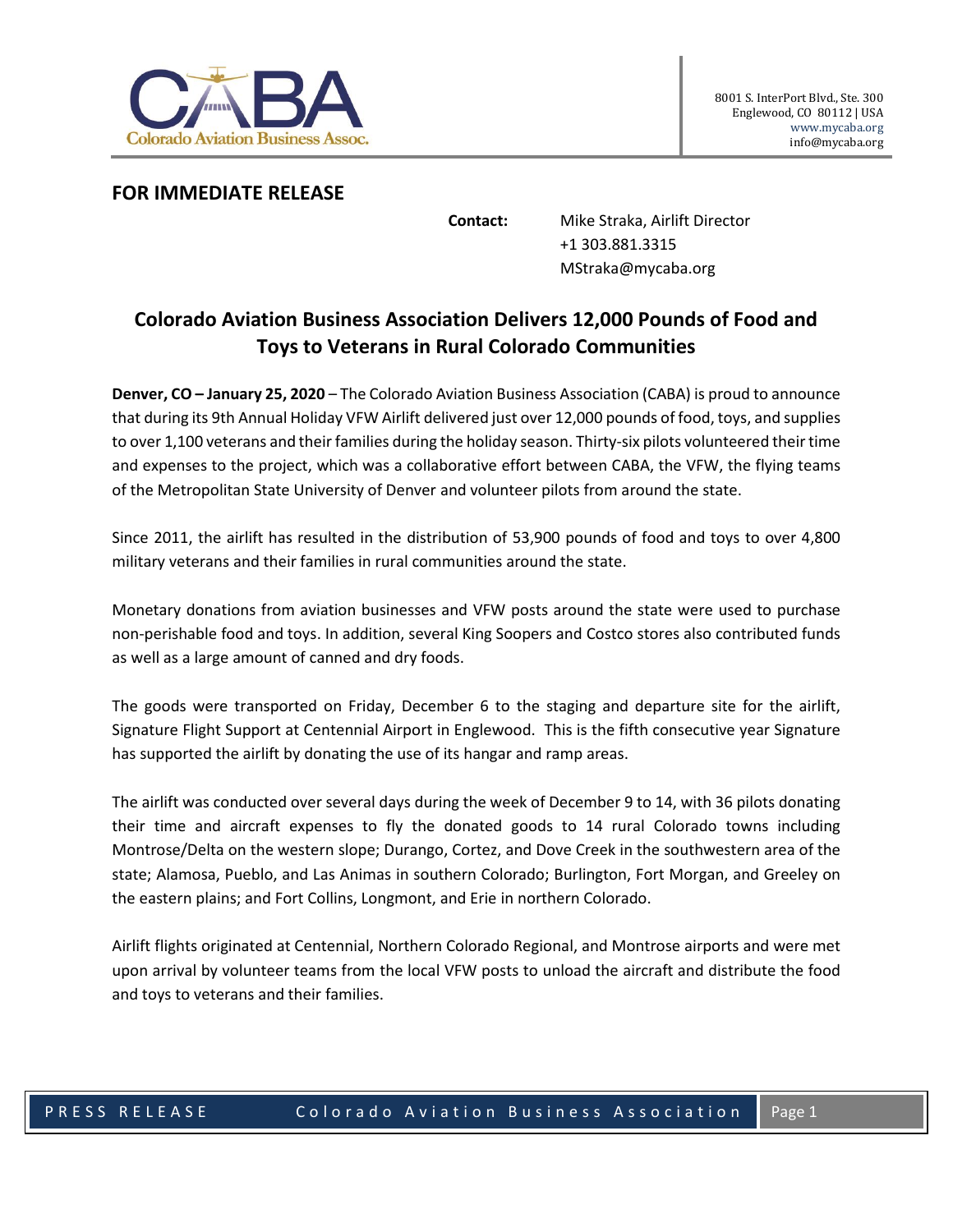CABA
Colorado Aviation Business Assoc.

8001 S. InterPort Blvd., Ste. 300
Englewood, CO 80112 | USA
www.mycaba.org
info@mycaba.org

**FOR IMMEDIATE RELEASE**

**Contact:** Mike Straka, Airlift Director
+1 303.881.3315
MStraka@mycaba.org

## Colorado Aviation Business Association Delivers 12,000 Pounds of Food and Toys to Veterans in Rural Colorado Communities

**Denver, CO – January 25, 2020** – The Colorado Aviation Business Association (CABA) is proud to announce that during its 9th Annual Holiday VFW Airlift delivered just over 12,000 pounds of food, toys, and supplies to over 1,100 veterans and their families during the holiday season. Thirty-six pilots volunteered their time and expenses to the project, which was a collaborative effort between CABA, the VFW, the flying teams of the Metropolitan State University of Denver and volunteer pilots from around the state.

Since 2011, the airlift has resulted in the distribution of 53,900 pounds of food and toys to over 4,800 military veterans and their families in rural communities around the state.

Monetary donations from aviation businesses and VFW posts around the state were used to purchase non-perishable food and toys. In addition, several King Soopers and Costco stores also contributed funds as well as a large amount of canned and dry foods.

The goods were transported on Friday, December 6 to the staging and departure site for the airlift, Signature Flight Support at Centennial Airport in Englewood. This is the fifth consecutive year Signature has supported the airlift by donating the use of its hangar and ramp areas.

The airlift was conducted over several days during the week of December 9 to 14, with 36 pilots donating their time and aircraft expenses to fly the donated goods to 14 rural Colorado towns including Montrose/Delta on the western slope; Durango, Cortez, and Dove Creek in the southwestern area of the state; Alamosa, Pueblo, and Las Animas in southern Colorado; Burlington, Fort Morgan, and Greeley on the eastern plains; and Fort Collins, Longmont, and Erie in northern Colorado.

Airlift flights originated at Centennial, Northern Colorado Regional, and Montrose airports and were met upon arrival by volunteer teams from the local VFW posts to unload the aircraft and distribute the food and toys to veterans and their families.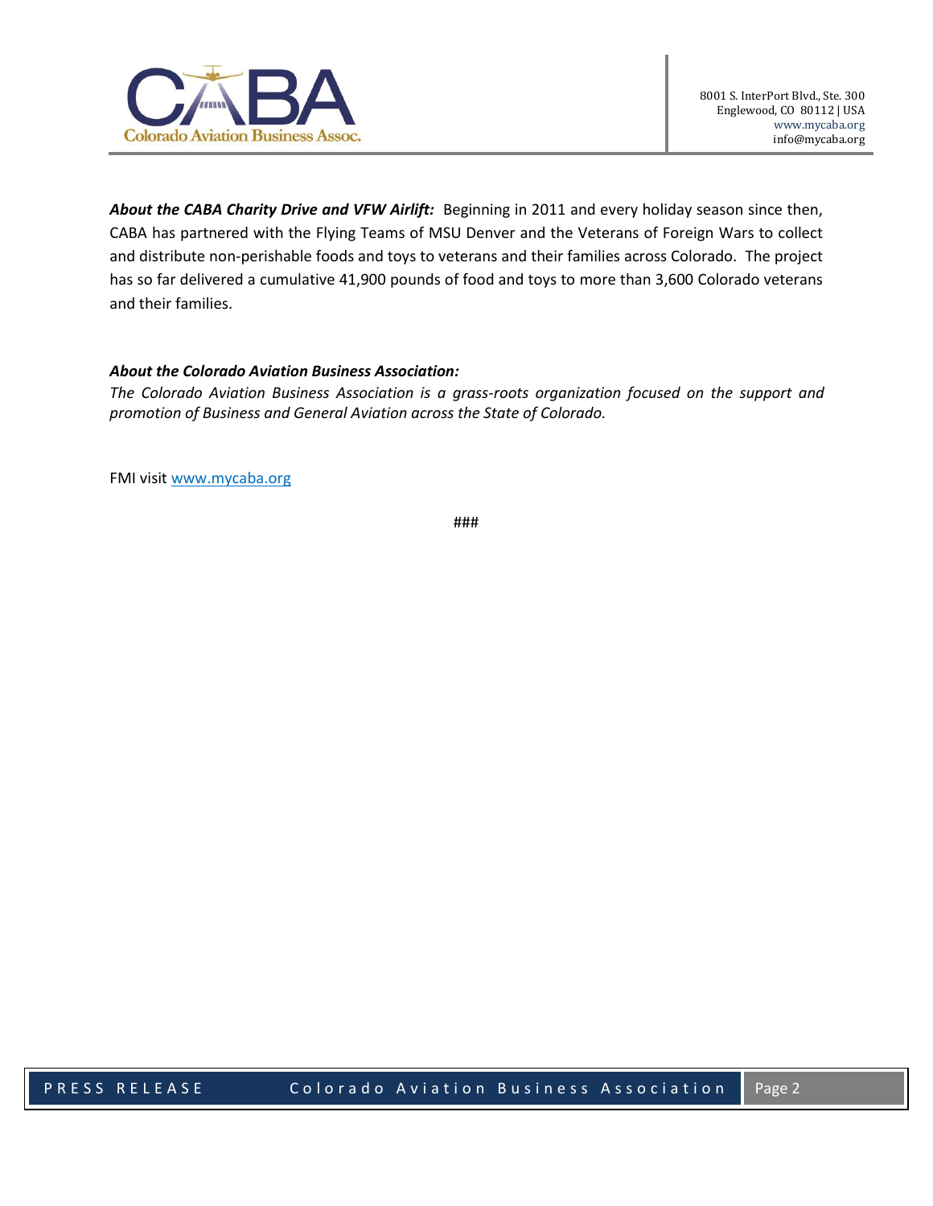***About the CABA Charity Drive and VFW Airlift:*** Beginning in 2011 and every holiday season since then, CABA has partnered with the Flying Teams of MSU Denver and the Veterans of Foreign Wars to collect and distribute non-perishable foods and toys to veterans and their families across Colorado. The project has so far delivered a cumulative 41,900 pounds of food and toys to more than 3,600 Colorado veterans and their families.

***About the Colorado Aviation Business Association:***

*The Colorado Aviation Business Association is a grass-roots organization focused on the support and promotion of Business and General Aviation across the State of Colorado.*

FMI visit www.mycaba.org

###